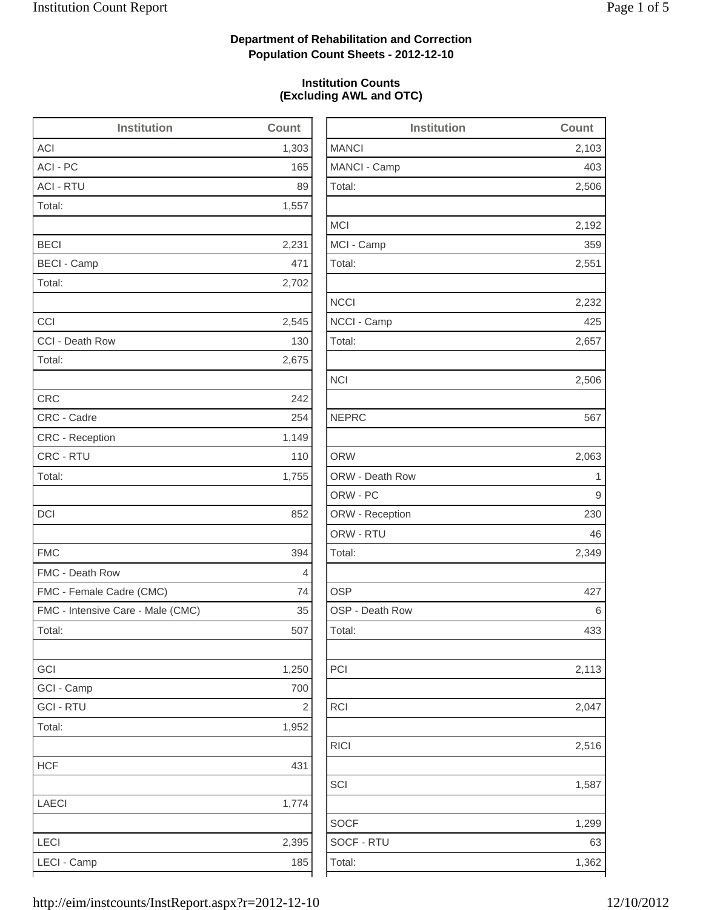**Department of Rehabilitation and Correction**
**Population Count Sheets - 2012-12-10**

**Institution Counts**
**(Excluding AWL and OTC)**

| Institution | Count |
|---|---|
| ACI | 1,303 |
| ACI - PC | 165 |
| ACI - RTU | 89 |
| Total: | 1,557 |
| | |
| BECI | 2,231 |
| BECI - Camp | 471 |
| Total: | 2,702 |
| | |
| CCI | 2,545 |
| CCI - Death Row | 130 |
| Total: | 2,675 |
| | |
| CRC | 242 |
| CRC - Cadre | 254 |
| CRC - Reception | 1,149 |
| CRC - RTU | 110 |
| Total: | 1,755 |
| | |
| DCI | 852 |
| | |
| FMC | 394 |
| FMC - Death Row | 4 |
| FMC - Female Cadre (CMC) | 74 |
| FMC - Intensive Care - Male (CMC) | 35 |
| Total: | 507 |
| | |
| GCI | 1,250 |
| GCI - Camp | 700 |
| GCI - RTU | 2 |
| Total: | 1,952 |
| | |
| HCF | 431 |
| | |
| LAECI | 1,774 |
| | |
| LECI | 2,395 |
| LECI - Camp | 185 |

| Institution | Count |
|---|---|
| MANCI | 2,103 |
| MANCI - Camp | 403 |
| Total: | 2,506 |
| | |
| MCI | 2,192 |
| MCI - Camp | 359 |
| Total: | 2,551 |
| | |
| NCCI | 2,232 |
| NCCI - Camp | 425 |
| Total: | 2,657 |
| | |
| NCI | 2,506 |
| | |
| NEPRC | 567 |
| | |
| ORW | 2,063 |
| ORW - Death Row | 1 |
| ORW - PC | 9 |
| ORW - Reception | 230 |
| ORW - RTU | 46 |
| Total: | 2,349 |
| | |
| OSP | 427 |
| OSP - Death Row | 6 |
| Total: | 433 |
| | |
| PCI | 2,113 |
| | |
| RCI | 2,047 |
| | |
| RICI | 2,516 |
| | |
| SCI | 1,587 |
| | |
| SOCF | 1,299 |
| SOCF - RTU | 63 |
| Total: | 1,362 |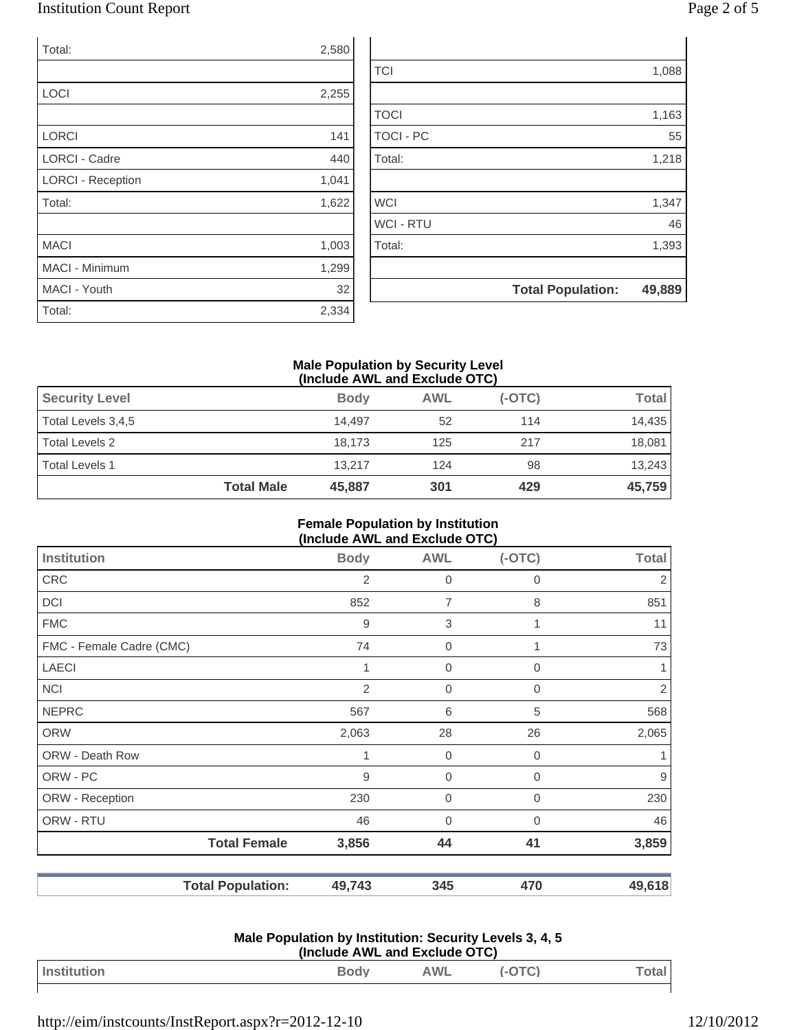| | |
|---|---|
| Total: | 2,580 |
| | |
| LOCI | 2,255 |
| | |
| LORCI | 141 |
| LORCI - Cadre | 440 |
| LORCI - Reception | 1,041 |
| Total: | 1,622 |
| | |
| MACI | 1,003 |
| MACI - Minimum | 1,299 |
| MACI - Youth | 32 |
| Total: | 2,334 |

| | |
|---|---|
| | |
| TCI | 1,088 |
| | |
| TOCI | 1,163 |
| TOCI - PC | 55 |
| Total: | 1,218 |
| | |
| WCI | 1,347 |
| WCI - RTU | 46 |
| Total: | 1,393 |
| | |
| **Total Population:** | **49,889** |

### Male Population by Security Level
### (Include AWL and Exclude OTC)

| Security Level | Body | AWL | (-OTC) | Total |
|---|---|---|---|---|
| Total Levels 3,4,5 | 14,497 | 52 | 114 | 14,435 |
| Total Levels 2 | 18,173 | 125 | 217 | 18,081 |
| Total Levels 1 | 13,217 | 124 | 98 | 13,243 |
| **Total Male** | **45,887** | **301** | **429** | **45,759** |

### Female Population by Institution
### (Include AWL and Exclude OTC)

| Institution | Body | AWL | (-OTC) | Total |
|---|---|---|---|---|
| CRC | 2 | 0 | 0 | 2 |
| DCI | 852 | 7 | 8 | 851 |
| FMC | 9 | 3 | 1 | 11 |
| FMC - Female Cadre (CMC) | 74 | 0 | 1 | 73 |
| LAECI | 1 | 0 | 0 | 1 |
| NCI | 2 | 0 | 0 | 2 |
| NEPRC | 567 | 6 | 5 | 568 |
| ORW | 2,063 | 28 | 26 | 2,065 |
| ORW - Death Row | 1 | 0 | 0 | 1 |
| ORW - PC | 9 | 0 | 0 | 9 |
| ORW - Reception | 230 | 0 | 0 | 230 |
| ORW - RTU | 46 | 0 | 0 | 46 |
| **Total Female** | **3,856** | **44** | **41** | **3,859** |

| | Body | AWL | (-OTC) | Total |
|---|---|---|---|---|
| **Total Population:** | **49,743** | **345** | **470** | **49,618** |

### Male Population by Institution: Security Levels 3, 4, 5
### (Include AWL and Exclude OTC)

| Institution | Body | AWL | (-OTC) | Total |
|---|---|---|---|---|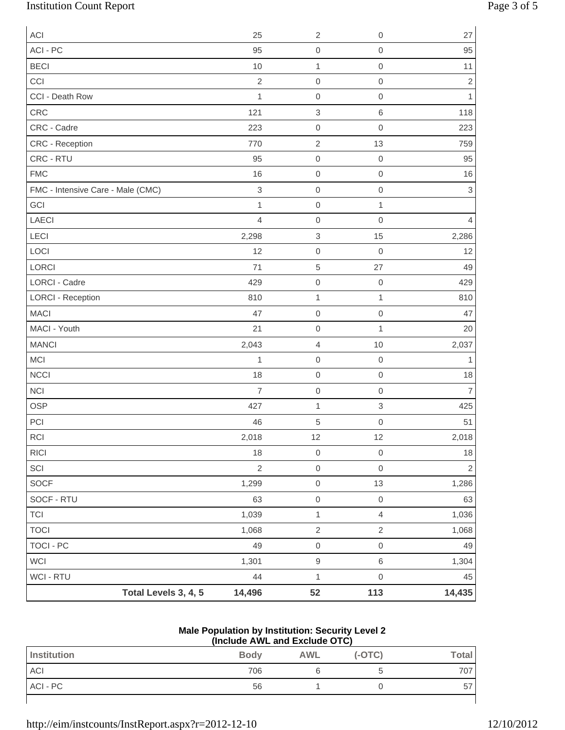| | | | | |
|---|---|---|---|---|
| ACI | 25 | 2 | 0 | 27 |
| ACI - PC | 95 | 0 | 0 | 95 |
| BECI | 10 | 1 | 0 | 11 |
| CCI | 2 | 0 | 0 | 2 |
| CCI - Death Row | 1 | 0 | 0 | 1 |
| CRC | 121 | 3 | 6 | 118 |
| CRC - Cadre | 223 | 0 | 0 | 223 |
| CRC - Reception | 770 | 2 | 13 | 759 |
| CRC - RTU | 95 | 0 | 0 | 95 |
| FMC | 16 | 0 | 0 | 16 |
| FMC - Intensive Care - Male (CMC) | 3 | 0 | 0 | 3 |
| GCI | 1 | 0 | 1 | |
| LAECI | 4 | 0 | 0 | 4 |
| LECI | 2,298 | 3 | 15 | 2,286 |
| LOCI | 12 | 0 | 0 | 12 |
| LORCI | 71 | 5 | 27 | 49 |
| LORCI - Cadre | 429 | 0 | 0 | 429 |
| LORCI - Reception | 810 | 1 | 1 | 810 |
| MACI | 47 | 0 | 0 | 47 |
| MACI - Youth | 21 | 0 | 1 | 20 |
| MANCI | 2,043 | 4 | 10 | 2,037 |
| MCI | 1 | 0 | 0 | 1 |
| NCCI | 18 | 0 | 0 | 18 |
| NCI | 7 | 0 | 0 | 7 |
| OSP | 427 | 1 | 3 | 425 |
| PCI | 46 | 5 | 0 | 51 |
| RCI | 2,018 | 12 | 12 | 2,018 |
| RICI | 18 | 0 | 0 | 18 |
| SCI | 2 | 0 | 0 | 2 |
| SOCF | 1,299 | 0 | 13 | 1,286 |
| SOCF - RTU | 63 | 0 | 0 | 63 |
| TCI | 1,039 | 1 | 4 | 1,036 |
| TOCI | 1,068 | 2 | 2 | 1,068 |
| TOCI - PC | 49 | 0 | 0 | 49 |
| WCI | 1,301 | 9 | 6 | 1,304 |
| WCI - RTU | 44 | 1 | 0 | 45 |
| **Total Levels 3, 4, 5** | **14,496** | **52** | **113** | **14,435** |

**Male Population by Institution: Security Level 2**
**(Include AWL and Exclude OTC)**

| Institution | Body | AWL | (-OTC) | Total |
|---|---|---|---|---|
| ACI | 706 | 6 | 5 | 707 |
| ACI - PC | 56 | 1 | 0 | 57 |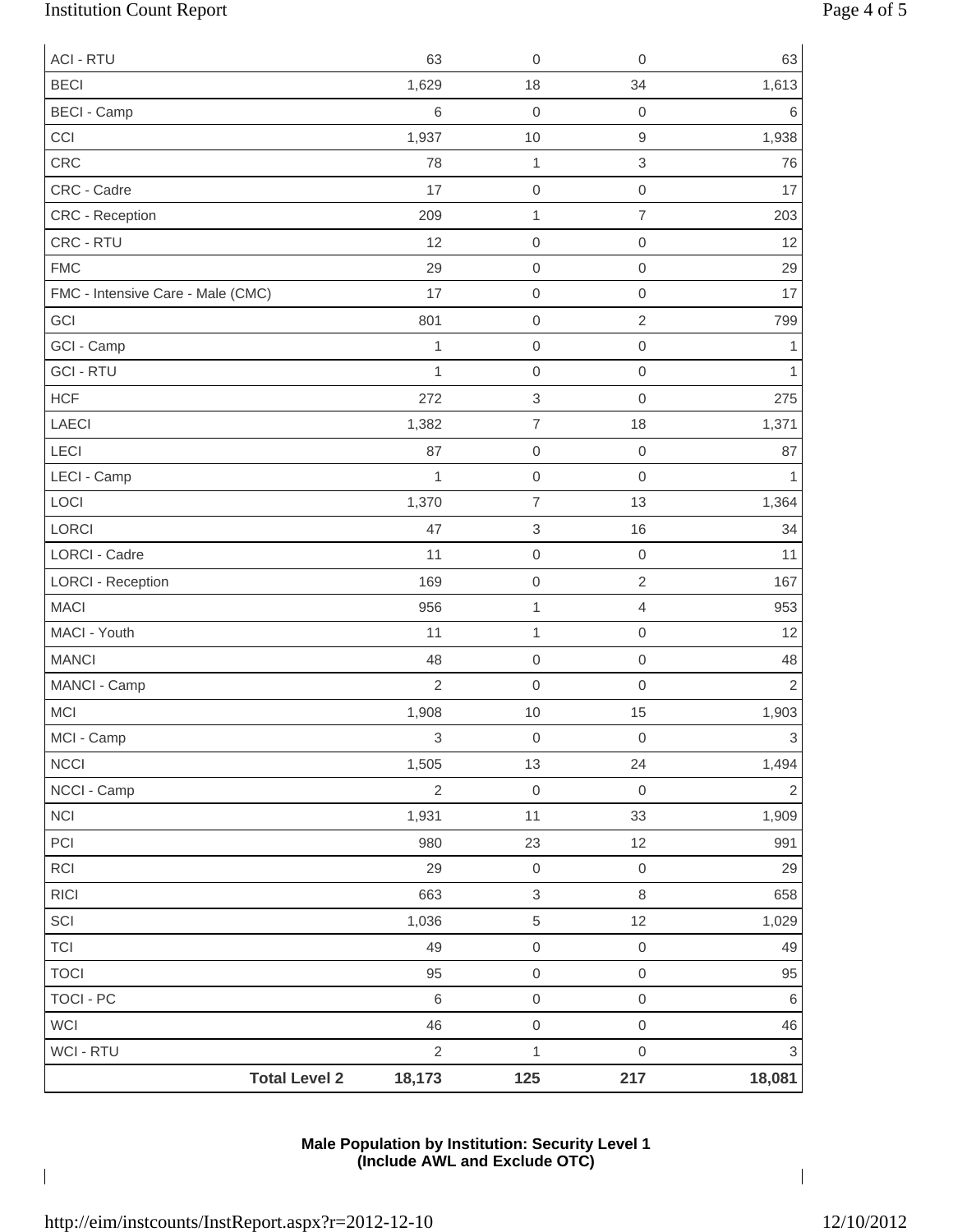| | | | | |
|---|---|---|---|---|
| ACI - RTU | 63 | 0 | 0 | 63 |
| BECI | 1,629 | 18 | 34 | 1,613 |
| BECI - Camp | 6 | 0 | 0 | 6 |
| CCI | 1,937 | 10 | 9 | 1,938 |
| CRC | 78 | 1 | 3 | 76 |
| CRC - Cadre | 17 | 0 | 0 | 17 |
| CRC - Reception | 209 | 1 | 7 | 203 |
| CRC - RTU | 12 | 0 | 0 | 12 |
| FMC | 29 | 0 | 0 | 29 |
| FMC - Intensive Care - Male (CMC) | 17 | 0 | 0 | 17 |
| GCI | 801 | 0 | 2 | 799 |
| GCI - Camp | 1 | 0 | 0 | 1 |
| GCI - RTU | 1 | 0 | 0 | 1 |
| HCF | 272 | 3 | 0 | 275 |
| LAECI | 1,382 | 7 | 18 | 1,371 |
| LECI | 87 | 0 | 0 | 87 |
| LECI - Camp | 1 | 0 | 0 | 1 |
| LOCI | 1,370 | 7 | 13 | 1,364 |
| LORCI | 47 | 3 | 16 | 34 |
| LORCI - Cadre | 11 | 0 | 0 | 11 |
| LORCI - Reception | 169 | 0 | 2 | 167 |
| MACI | 956 | 1 | 4 | 953 |
| MACI - Youth | 11 | 1 | 0 | 12 |
| MANCI | 48 | 0 | 0 | 48 |
| MANCI - Camp | 2 | 0 | 0 | 2 |
| MCI | 1,908 | 10 | 15 | 1,903 |
| MCI - Camp | 3 | 0 | 0 | 3 |
| NCCI | 1,505 | 13 | 24 | 1,494 |
| NCCI - Camp | 2 | 0 | 0 | 2 |
| NCI | 1,931 | 11 | 33 | 1,909 |
| PCI | 980 | 23 | 12 | 991 |
| RCI | 29 | 0 | 0 | 29 |
| RICI | 663 | 3 | 8 | 658 |
| SCI | 1,036 | 5 | 12 | 1,029 |
| TCI | 49 | 0 | 0 | 49 |
| TOCI | 95 | 0 | 0 | 95 |
| TOCI - PC | 6 | 0 | 0 | 6 |
| WCI | 46 | 0 | 0 | 46 |
| WCI - RTU | 2 | 1 | 0 | 3 |
| **Total Level 2** | **18,173** | **125** | **217** | **18,081** |

**Male Population by Institution: Security Level 1**
**(Include AWL and Exclude OTC)**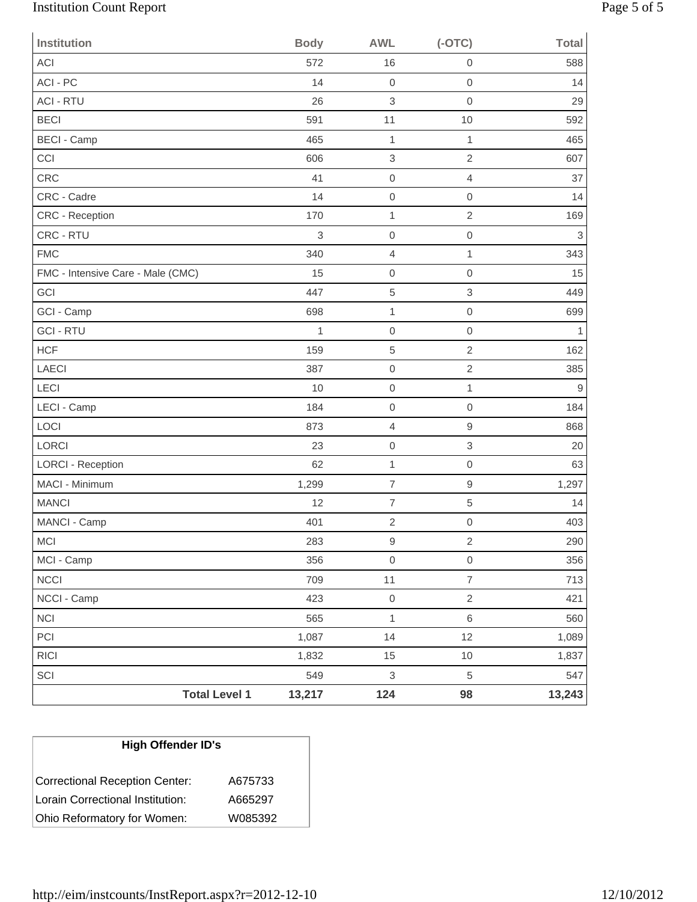| Institution | Body | AWL | (-OTC) | Total |
|---|---|---|---|---|
| ACI | 572 | 16 | 0 | 588 |
| ACI - PC | 14 | 0 | 0 | 14 |
| ACI - RTU | 26 | 3 | 0 | 29 |
| BECI | 591 | 11 | 10 | 592 |
| BECI - Camp | 465 | 1 | 1 | 465 |
| CCI | 606 | 3 | 2 | 607 |
| CRC | 41 | 0 | 4 | 37 |
| CRC - Cadre | 14 | 0 | 0 | 14 |
| CRC - Reception | 170 | 1 | 2 | 169 |
| CRC - RTU | 3 | 0 | 0 | 3 |
| FMC | 340 | 4 | 1 | 343 |
| FMC - Intensive Care - Male (CMC) | 15 | 0 | 0 | 15 |
| GCI | 447 | 5 | 3 | 449 |
| GCI - Camp | 698 | 1 | 0 | 699 |
| GCI - RTU | 1 | 0 | 0 | 1 |
| HCF | 159 | 5 | 2 | 162 |
| LAECI | 387 | 0 | 2 | 385 |
| LECI | 10 | 0 | 1 | 9 |
| LECI - Camp | 184 | 0 | 0 | 184 |
| LOCI | 873 | 4 | 9 | 868 |
| LORCI | 23 | 0 | 3 | 20 |
| LORCI - Reception | 62 | 1 | 0 | 63 |
| MACI - Minimum | 1,299 | 7 | 9 | 1,297 |
| MANCI | 12 | 7 | 5 | 14 |
| MANCI - Camp | 401 | 2 | 0 | 403 |
| MCI | 283 | 9 | 2 | 290 |
| MCI - Camp | 356 | 0 | 0 | 356 |
| NCCI | 709 | 11 | 7 | 713 |
| NCCI - Camp | 423 | 0 | 2 | 421 |
| NCI | 565 | 1 | 6 | 560 |
| PCI | 1,087 | 14 | 12 | 1,089 |
| RICI | 1,832 | 15 | 10 | 1,837 |
| SCI | 549 | 3 | 5 | 547 |
| **Total Level 1** | **13,217** | **124** | **98** | **13,243** |

| High Offender ID's | |
|---|---|
| Correctional Reception Center: | A675733 |
| Lorain Correctional Institution: | A665297 |
| Ohio Reformatory for Women: | W085392 |